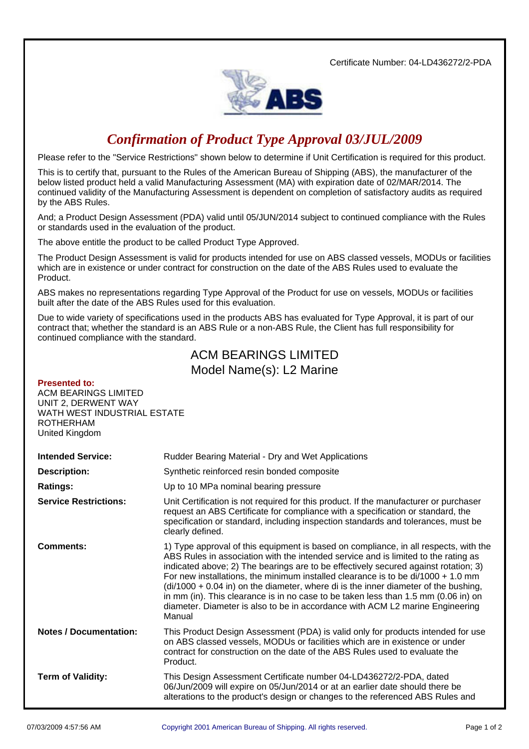Certificate Number: 04-LD436272/2-PDA

# *Confirmation of Product Type Approval 03/JUL/2009*

Please refer to the "Service Restrictions" shown below to determine if Unit Certification is required for this product.

This is to certify that, pursuant to the Rules of the American Bureau of Shipping (ABS), the manufacturer of the below listed product held a valid Manufacturing Assessment (MA) with expiration date of 02/MAR/2014. The continued validity of the Manufacturing Assessment is dependent on completion of satisfactory audits as required by the ABS Rules.

And; a Product Design Assessment (PDA) valid until 05/JUN/2014 subject to continued compliance with the Rules or standards used in the evaluation of the product.

The above entitle the product to be called Product Type Approved.

The Product Design Assessment is valid for products intended for use on ABS classed vessels, MODUs or facilities which are in existence or under contract for construction on the date of the ABS Rules used to evaluate the Product.

ABS makes no representations regarding Type Approval of the Product for use on vessels, MODUs or facilities built after the date of the ABS Rules used for this evaluation.

Due to wide variety of specifications used in the products ABS has evaluated for Type Approval, it is part of our contract that; whether the standard is an ABS Rule or a non-ABS Rule, the Client has full responsibility for continued compliance with the standard.

## ACM BEARINGS LIMITED
## Model Name(s): L2 Marine

**Presented to:**
ACM BEARINGS LIMITED
UNIT 2, DERWENT WAY
WATH WEST INDUSTRIAL ESTATE
ROTHERHAM
United Kingdom

**Intended Service:** Rudder Bearing Material - Dry and Wet Applications

**Description:** Synthetic reinforced resin bonded composite

**Ratings:** Up to 10 MPa nominal bearing pressure

**Service Restrictions:** Unit Certification is not required for this product. If the manufacturer or purchaser request an ABS Certificate for compliance with a specification or standard, the specification or standard, including inspection standards and tolerances, must be clearly defined.

**Comments:** 1) Type approval of this equipment is based on compliance, in all respects, with the ABS Rules in association with the intended service and is limited to the rating as indicated above; 2) The bearings are to be effectively secured against rotation; 3) For new installations, the minimum installed clearance is to be di/1000 + 1.0 mm (di/1000 + 0.04 in) on the diameter, where di is the inner diameter of the bushing, in mm (in). This clearance is in no case to be taken less than 1.5 mm (0.06 in) on diameter. Diameter is also to be in accordance with ACM L2 marine Engineering Manual

**Notes / Documentation:** This Product Design Assessment (PDA) is valid only for products intended for use on ABS classed vessels, MODUs or facilities which are in existence or under contract for construction on the date of the ABS Rules used to evaluate the Product.

**Term of Validity:** This Design Assessment Certificate number 04-LD436272/2-PDA, dated 06/Jun/2009 will expire on 05/Jun/2014 or at an earlier date should there be alterations to the product's design or changes to the referenced ABS Rules and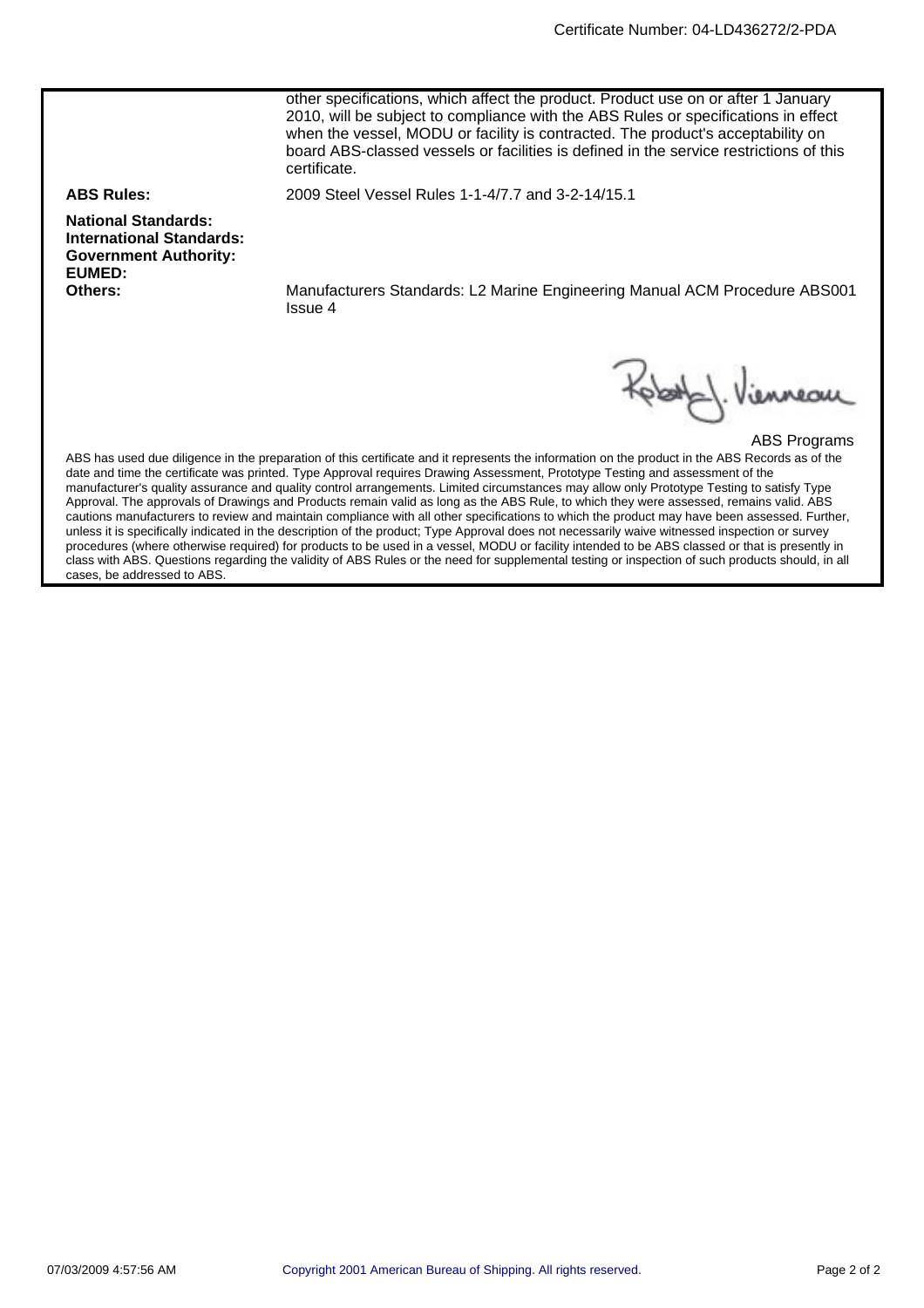Certificate Number: 04-LD436272/2-PDA

| | |
|---|---|
| | other specifications, which affect the product. Product use on or after 1 January 2010, will be subject to compliance with the ABS Rules or specifications in effect when the vessel, MODU or facility is contracted. The product's acceptability on board ABS-classed vessels or facilities is defined in the service restrictions of this certificate. |
| **ABS Rules:** | 2009 Steel Vessel Rules 1-1-4/7.7 and 3-2-14/15.1 |
| **National Standards:** | |
| **International Standards:** | |
| **Government Authority:** | |
| **EUMED:** | |
| **Others:** | Manufacturers Standards: L2 Marine Engineering Manual ACM Procedure ABS001 Issue 4 |

Robert J. Vienneau

ABS Programs

ABS has used due diligence in the preparation of this certificate and it represents the information on the product in the ABS Records as of the date and time the certificate was printed. Type Approval requires Drawing Assessment, Prototype Testing and assessment of the manufacturer's quality assurance and quality control arrangements. Limited circumstances may allow only Prototype Testing to satisfy Type Approval. The approvals of Drawings and Products remain valid as long as the ABS Rule, to which they were assessed, remains valid. ABS cautions manufacturers to review and maintain compliance with all other specifications to which the product may have been assessed. Further, unless it is specifically indicated in the description of the product; Type Approval does not necessarily waive witnessed inspection or survey procedures (where otherwise required) for products to be used in a vessel, MODU or facility intended to be ABS classed or that is presently in class with ABS. Questions regarding the validity of ABS Rules or the need for supplemental testing or inspection of such products should, in all cases, be addressed to ABS.

07/03/2009 4:57:56 AM Copyright 2001 American Bureau of Shipping. All rights reserved.